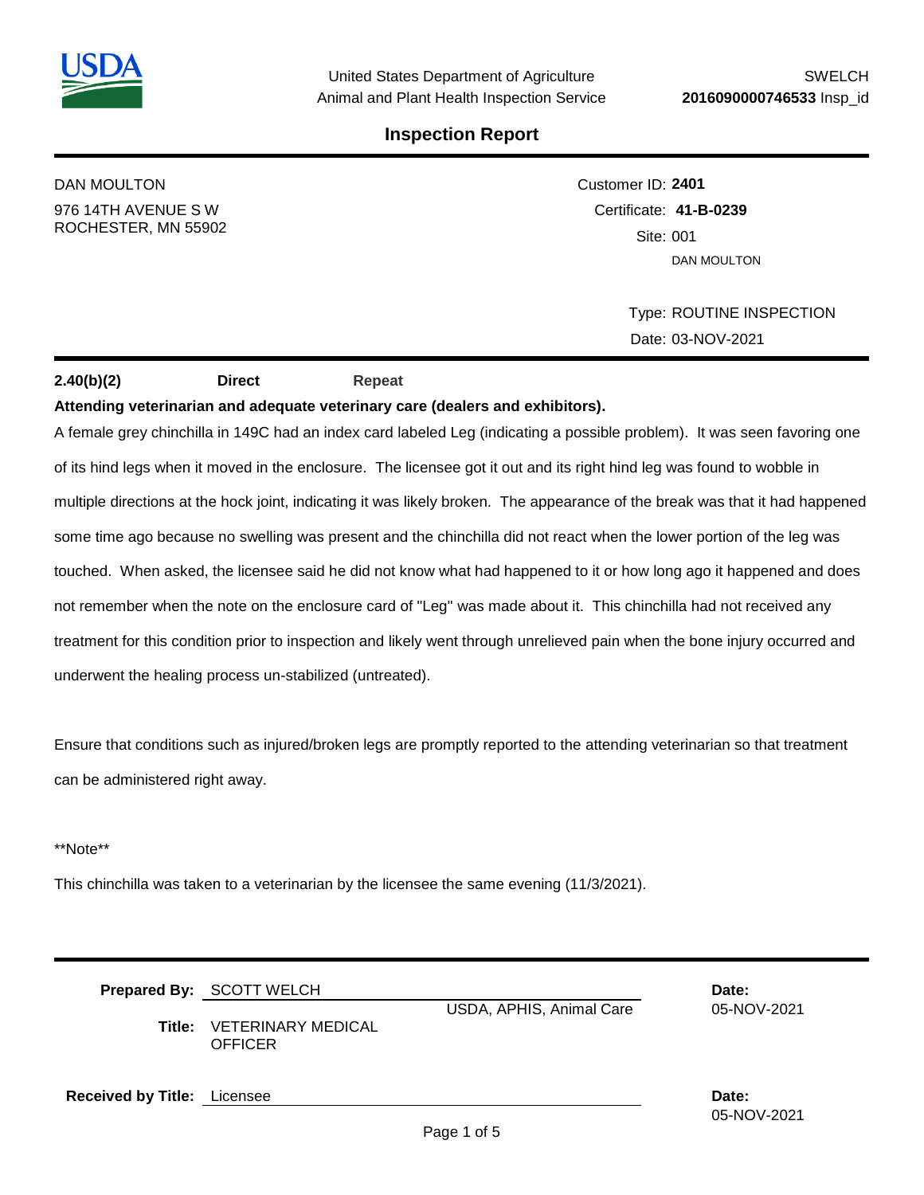United States Department of Agriculture
Animal and Plant Inspection Service

SWELCH
**2016090000746533** Insp_id

# Inspection Report

DAN MOULTON
976 14TH AVENUE S W
ROCHESTER, MN 55902

Customer ID: **2401**
Certificate: **41-B-0239**
Site: 001
DAN MOULTON

Type: ROUTINE INSPECTION
Date: 03-NOV-2021

**2.40(b)(2)** **Direct** **Repeat**

**Attending veterinarian and adequate veterinary care (dealers and exhibitors).**

A female grey chinchilla in 149C had an index card labeled Leg (indicating a possible problem). It was seen favoring one of its hind legs when it moved in the enclosure. The licensee got it out and its right hind leg was found to wobble in multiple directions at the hock joint, indicating it was likely broken. The appearance of the break was that it had happened some time ago because no swelling was present and the chinchilla did not react when the lower portion of the leg was touched. When asked, the licensee said he did not know what had happened to it or how long ago it happened and does not remember when the note on the enclosure card of "Leg" was made about it. This chinchilla had not received any treatment for this condition prior to inspection and likely went through unrelieved pain when the bone injury occurred and underwent the healing process un-stabilized (untreated).

Ensure that conditions such as injured/broken legs are promptly reported to the attending veterinarian so that treatment can be administered right away.

**Note**

This chinchilla was taken to a veterinarian by the licensee the same evening (11/3/2021).

**Prepared By:** SCOTT WELCH
USDA, APHIS, Animal Care
**Title:** VETERINARY MEDICAL OFFICER
**Date:** 05-NOV-2021

**Received by Title:** Licensee
**Date:** 05-NOV-2021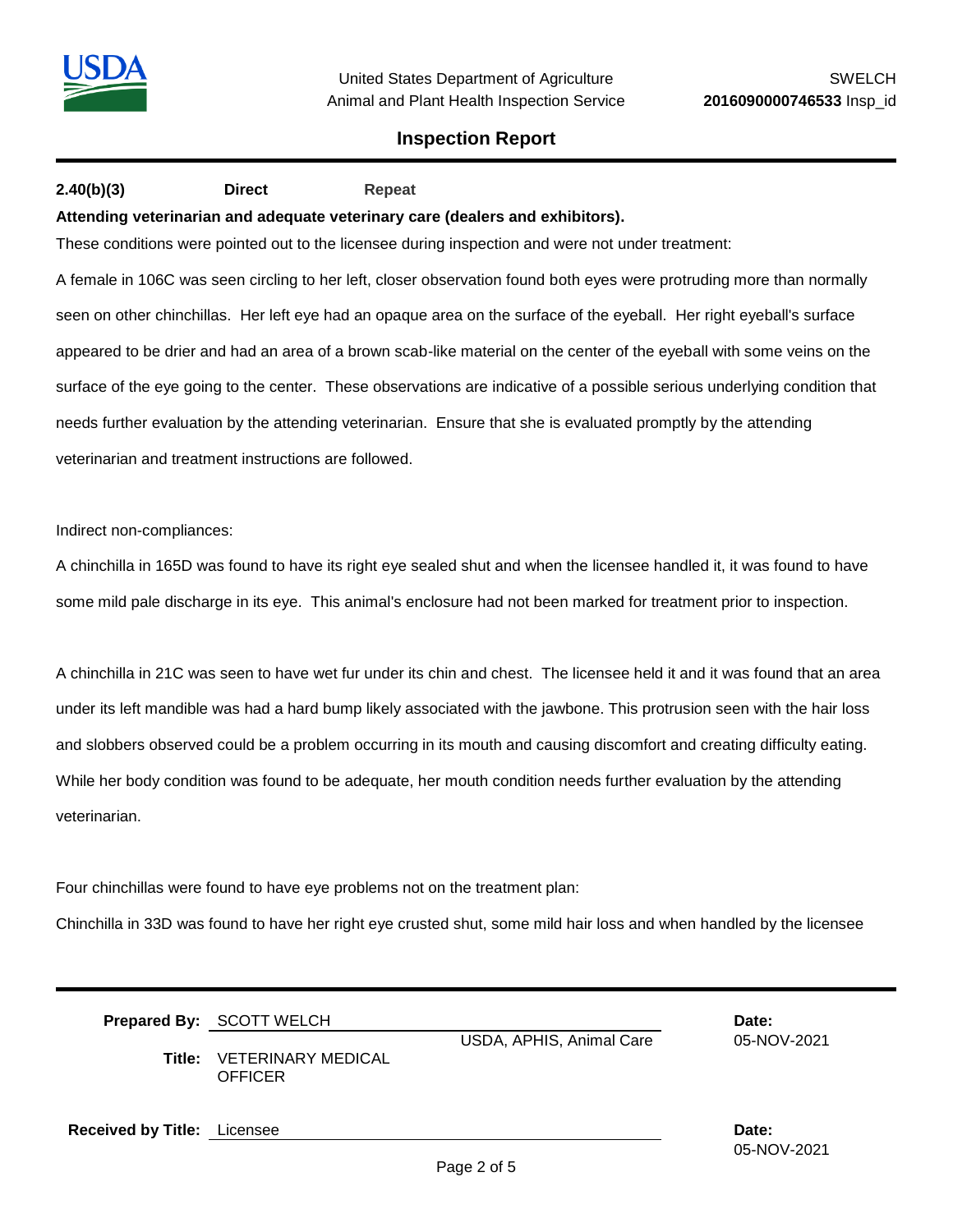**2.40(b)(3)** **Direct** **Repeat**

**Attending veterinarian and adequate veterinary care (dealers and exhibitors).**

These conditions were pointed out to the licensee during inspection and were not under treatment:

A female in 106C was seen circling to her left, closer observation found both eyes were protruding more than normally seen on other chinchillas. Her left eye had an opaque area on the surface of the eyeball. Her right eyeball's surface appeared to be drier and had an area of a brown scab-like material on the center of the eyeball with some veins on the surface of the eye going to the center. These observations are indicative of a possible serious underlying condition that needs further evaluation by the attending veterinarian. Ensure that she is evaluated promptly by the attending veterinarian and treatment instructions are followed.

Indirect non-compliances:

A chinchilla in 165D was found to have its right eye sealed shut and when the licensee handled it, it was found to have some mild pale discharge in its eye. This animal's enclosure had not been marked for treatment prior to inspection.

A chinchilla in 21C was seen to have wet fur under its chin and chest. The licensee held it and it was found that an area under its left mandible was had a hard bump likely associated with the jawbone. This protrusion seen with the hair loss and slobbers observed could be a problem occurring in its mouth and causing discomfort and creating difficulty eating. While her body condition was found to be adequate, her mouth condition needs further evaluation by the attending veterinarian.

Four chinchillas were found to have eye problems not on the treatment plan:

Chinchilla in 33D was found to have her right eye crusted shut, some mild hair loss and when handled by the licensee

**Prepared By:** SCOTT WELCH  
USDA, APHIS, Animal Care  
**Date:** 05-NOV-2021

**Title:** VETERINARY MEDICAL OFFICER

**Received by Title:** Licensee  
**Date:** 05-NOV-2021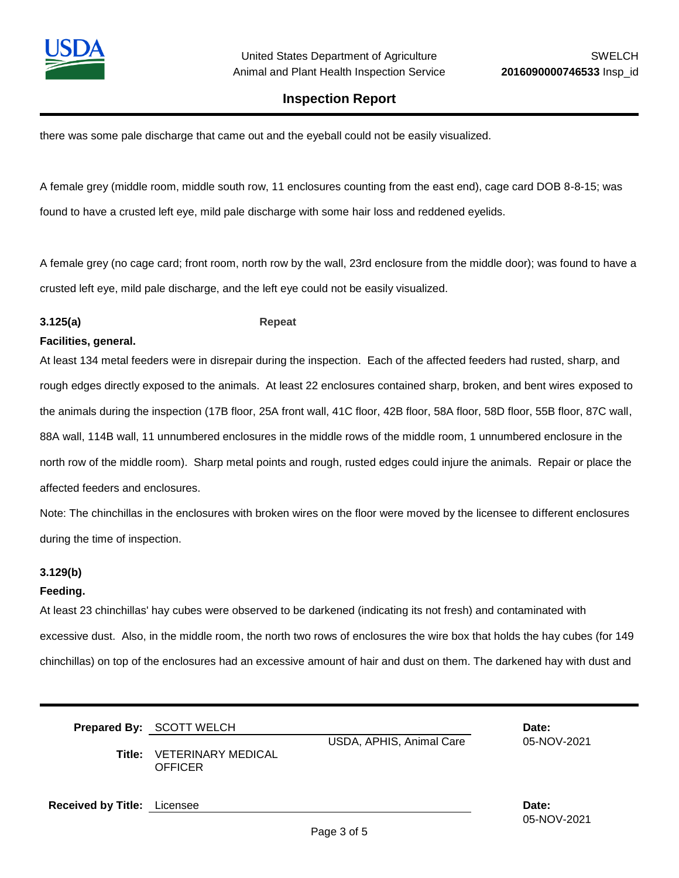there was some pale discharge that came out and the eyeball could not be easily visualized.

A female grey (middle room, middle south row, 11 enclosures counting from the east end), cage card DOB 8-8-15; was found to have a crusted left eye, mild pale discharge with some hair loss and reddened eyelids.

A female grey (no cage card; front room, north row by the wall, 23rd enclosure from the middle door); was found to have a crusted left eye, mild pale discharge, and the left eye could not be easily visualized.

**3.125(a)** **Repeat**

**Facilities, general.**

At least 134 metal feeders were in disrepair during the inspection. Each of the affected feeders had rusted, sharp, and rough edges directly exposed to the animals. At least 22 enclosures contained sharp, broken, and bent wires exposed to the animals during the inspection (17B floor, 25A front wall, 41C floor, 42B floor, 58A floor, 58D floor, 55B floor, 87C wall, 88A wall, 114B wall, 11 unnumbered enclosures in the middle rows of the middle room, 1 unnumbered enclosure in the north row of the middle room). Sharp metal points and rough, rusted edges could injure the animals. Repair or place the affected feeders and enclosures.

Note: The chinchillas in the enclosures with broken wires on the floor were moved by the licensee to different enclosures during the time of inspection.

**3.129(b)**

**Feeding.**

At least 23 chinchillas' hay cubes were observed to be darkened (indicating its not fresh) and contaminated with excessive dust. Also, in the middle room, the north two rows of enclosures the wire box that holds the hay cubes (for 149 chinchillas) on top of the enclosures had an excessive amount of hair and dust on them. The darkened hay with dust and

**Prepared By:** SCOTT WELCH USDA, APHIS, Animal Care **Date:** 05-NOV-2021

**Title:** VETERINARY MEDICAL OFFICER

**Received by Title:** Licensee **Date:** 05-NOV-2021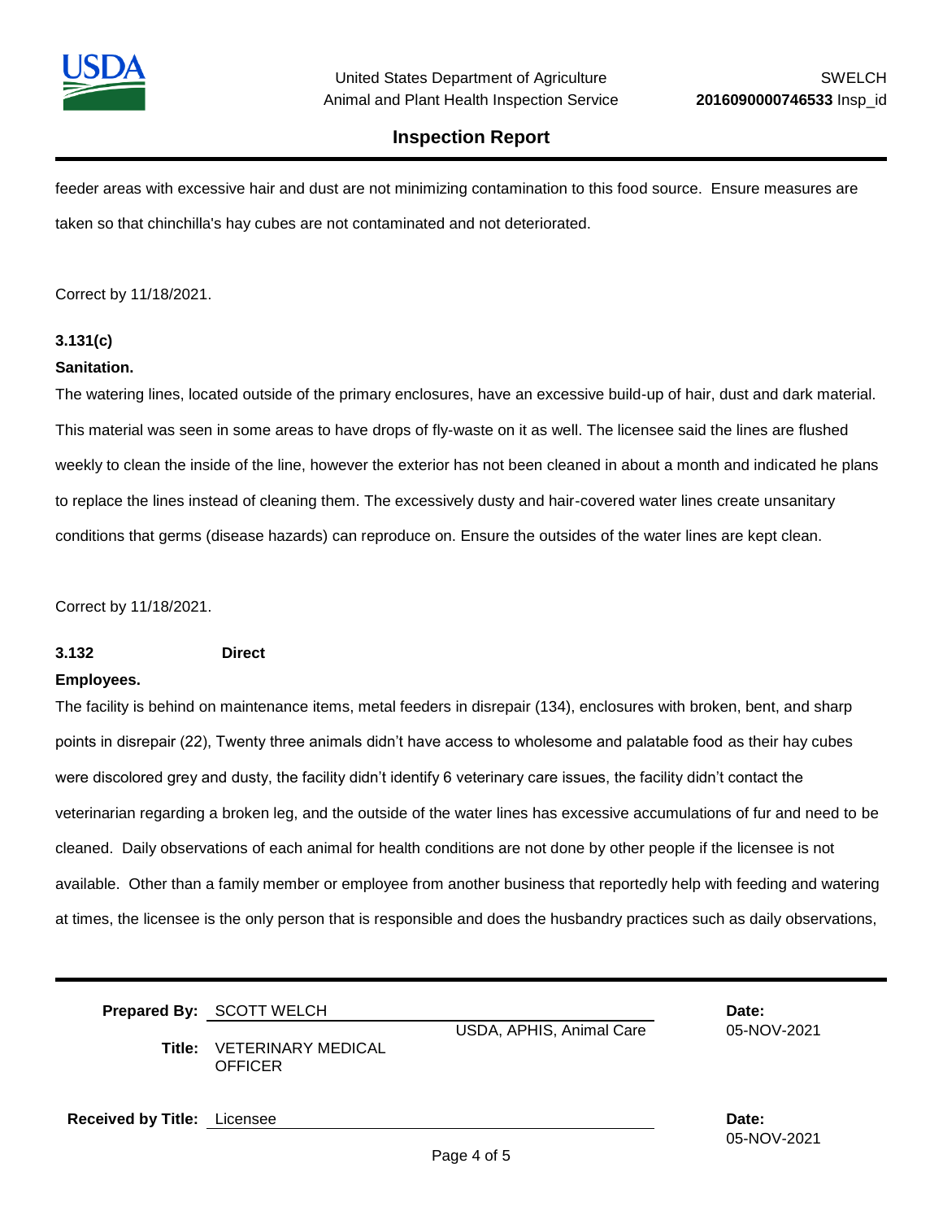feeder areas with excessive hair and dust are not minimizing contamination to this food source. Ensure measures are taken so that chinchilla's hay cubes are not contaminated and not deteriorated.

Correct by 11/18/2021.

**3.131(c)**

**Sanitation.**

The watering lines, located outside of the primary enclosures, have an excessive build-up of hair, dust and dark material. This material was seen in some areas to have drops of fly-waste on it as well. The licensee said the lines are flushed weekly to clean the inside of the line, however the exterior has not been cleaned in about a month and indicated he plans to replace the lines instead of cleaning them. The excessively dusty and hair-covered water lines create unsanitary conditions that germs (disease hazards) can reproduce on. Ensure the outsides of the water lines are kept clean.

Correct by 11/18/2021.

**3.132** **Direct**

**Employees.**

The facility is behind on maintenance items, metal feeders in disrepair (134), enclosures with broken, bent, and sharp points in disrepair (22), Twenty three animals didn't have access to wholesome and palatable food as their hay cubes were discolored grey and dusty, the facility didn't identify 6 veterinary care issues, the facility didn't contact the veterinarian regarding a broken leg, and the outside of the water lines has excessive accumulations of fur and need to be cleaned. Daily observations of each animal for health conditions are not done by other people if the licensee is not available. Other than a family member or employee from another business that reportedly help with feeding and watering at times, the licensee is the only person that is responsible and does the husbandry practices such as daily observations,

| | | | |
|---|---|---|---|
| **Prepared By:** | SCOTT WELCH | USDA, APHIS, Animal Care | **Date:** 05-NOV-2021 |
| **Title:** | VETERINARY MEDICAL OFFICER | | |
| **Received by Title:** | Licensee | | **Date:** 05-NOV-2021 |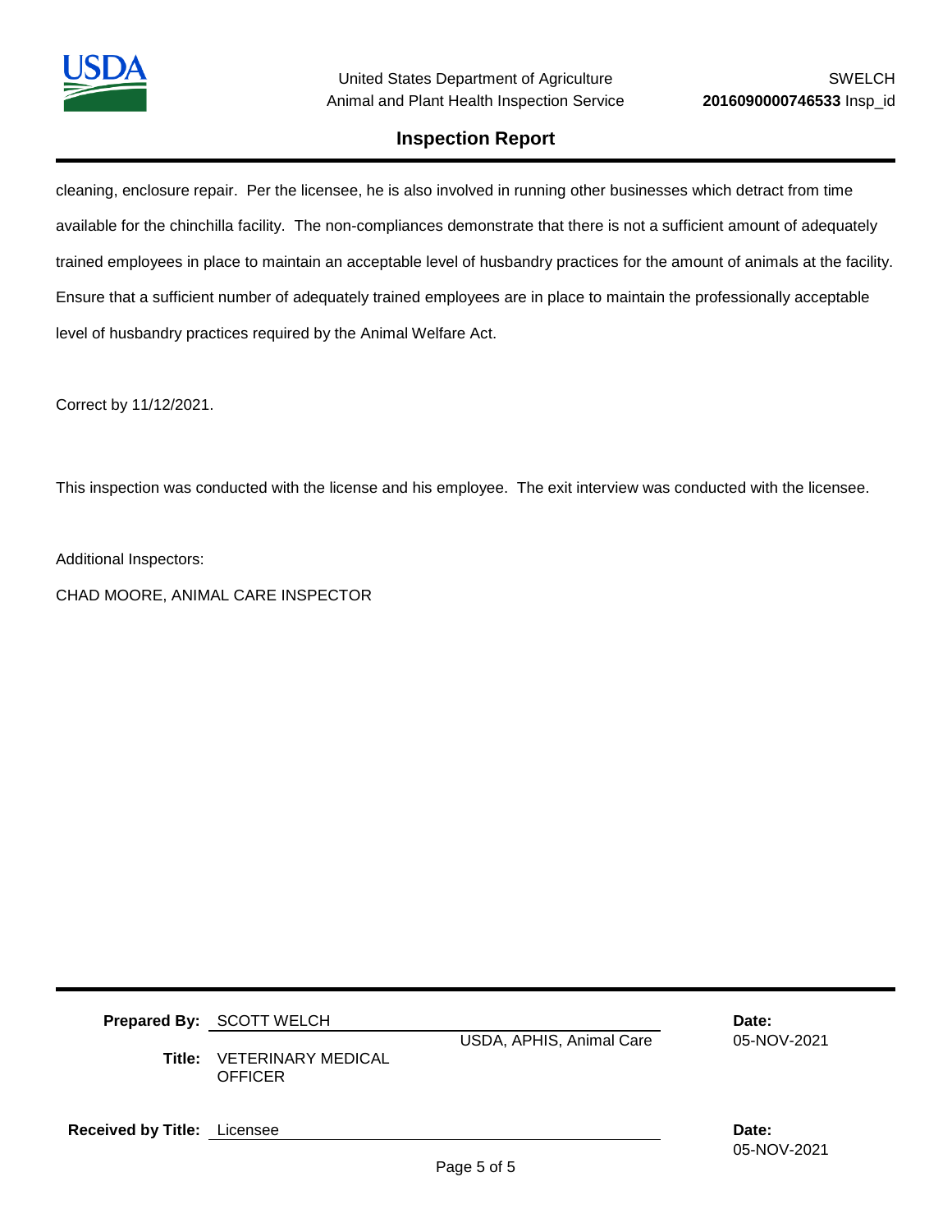cleaning, enclosure repair. Per the licensee, he is also involved in running other businesses which detract from time available for the chinchilla facility. The non-compliances demonstrate that there is not a sufficient amount of adequately trained employees in place to maintain an acceptable level of husbandry practices for the amount of animals at the facility. Ensure that a sufficient number of adequately trained employees are in place to maintain the professionally acceptable level of husbandry practices required by the Animal Welfare Act.

Correct by 11/12/2021.

This inspection was conducted with the license and his employee. The exit interview was conducted with the licensee.

Additional Inspectors:

CHAD MOORE, ANIMAL CARE INSPECTOR

**Prepared By:** SCOTT WELCH — USDA, APHIS, Animal Care — **Date:** 05-NOV-2021

**Title:** VETERINARY MEDICAL OFFICER

**Received by Title:** Licensee — **Date:** 05-NOV-2021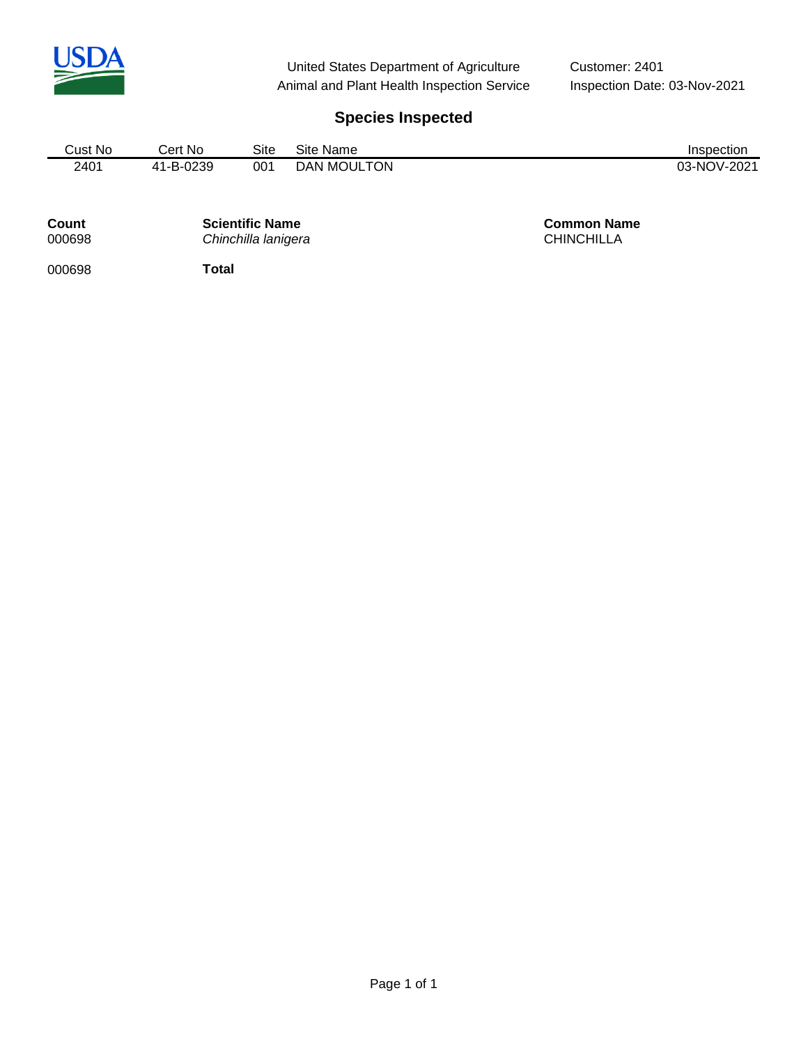United States Department of Agriculture
Animal and Plant Health Inspection Service

Customer: 2401
Inspection Date: 03-Nov-2021

# Species Inspected

| Cust No | Cert No | Site | Site Name | Inspection |
|---|---|---|---|---|
| 2401 | 41-B-0239 | 001 | DAN MOULTON | 03-NOV-2021 |

| Count | Scientific Name | Common Name |
|---|---|---|
| 000698 | *Chinchilla lanigera* | CHINCHILLA |
| 000698 | **Total** | |